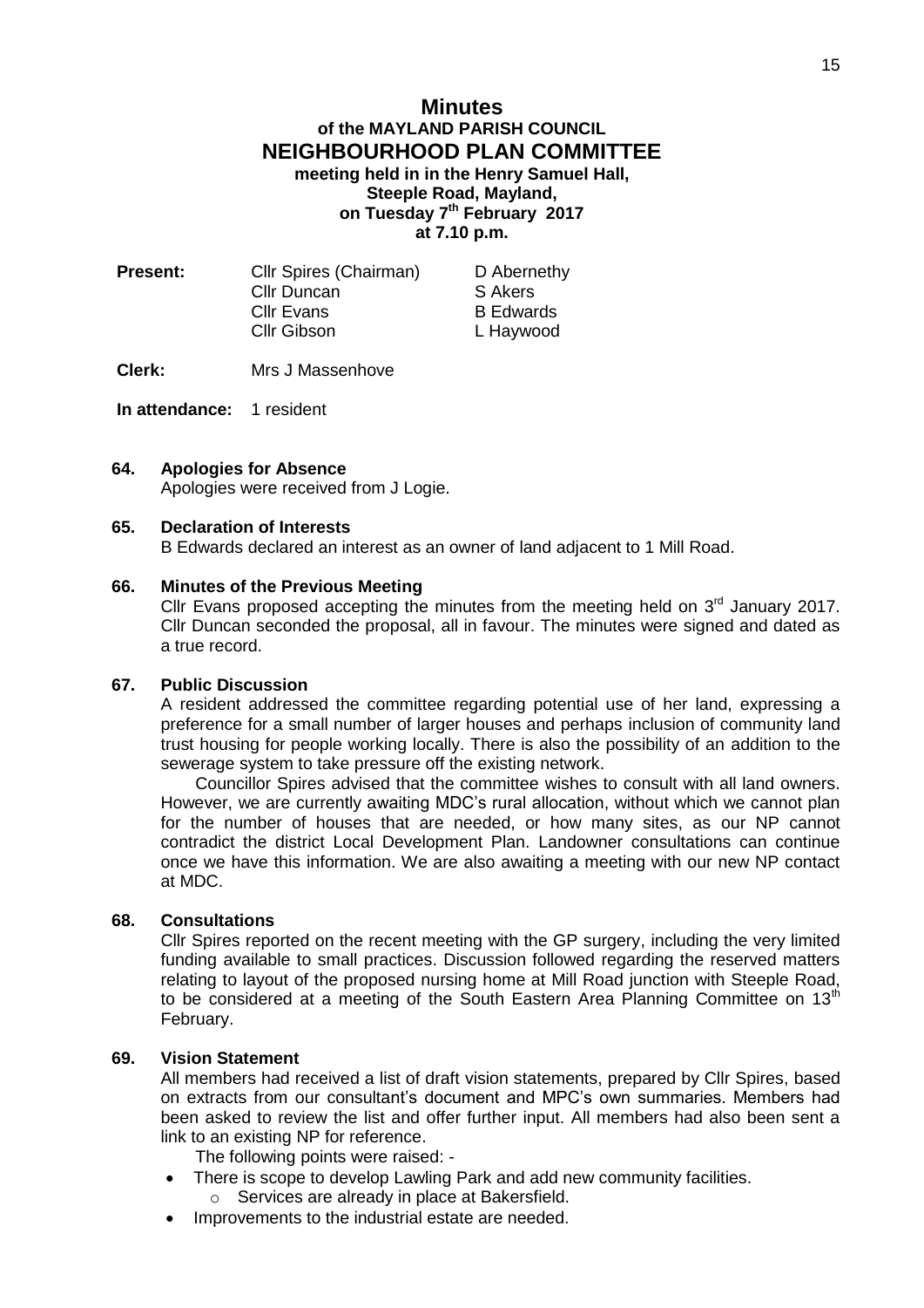# Minutes

## of the MAYLAND PARISH COUNCIL

## NEIGHBOURHOOD PLAN COMMITTEE

**meeting held in in the Henry Samuel Hall,**
**Steeple Road, Mayland,**
**on Tuesday 7th February 2017**
**at 7.10 p.m.**

| **Present:** | Cllr Spires (Chairman) | D Abernethy |
|---|---|---|
| | Cllr Duncan | S Akers |
| | Cllr Evans | B Edwards |
| | Cllr Gibson | L Haywood |

**Clerk:** Mrs J Massenhove

**In attendance:** 1 resident

### 64. Apologies for Absence

Apologies were received from J Logie.

### 65. Declaration of Interests

B Edwards declared an interest as an owner of land adjacent to 1 Mill Road.

### 66. Minutes of the Previous Meeting

Cllr Evans proposed accepting the minutes from the meeting held on 3rd January 2017. Cllr Duncan seconded the proposal, all in favour. The minutes were signed and dated as a true record.

### 67. Public Discussion

A resident addressed the committee regarding potential use of her land, expressing a preference for a small number of larger houses and perhaps inclusion of community land trust housing for people working locally. There is also the possibility of an addition to the sewerage system to take pressure off the existing network.

Councillor Spires advised that the committee wishes to consult with all land owners. However, we are currently awaiting MDC's rural allocation, without which we cannot plan for the number of houses that are needed, or how many sites, as our NP cannot contradict the district Local Development Plan. Landowner consultations can continue once we have this information. We are also awaiting a meeting with our new NP contact at MDC.

### 68. Consultations

Cllr Spires reported on the recent meeting with the GP surgery, including the very limited funding available to small practices. Discussion followed regarding the reserved matters relating to layout of the proposed nursing home at Mill Road junction with Steeple Road, to be considered at a meeting of the South Eastern Area Planning Committee on 13th February.

### 69. Vision Statement

All members had received a list of draft vision statements, prepared by Cllr Spires, based on extracts from our consultant's document and MPC's own summaries. Members had been asked to review the list and offer further input. All members had also been sent a link to an existing NP for reference.

The following points were raised: -

- There is scope to develop Lawling Park and add new community facilities.
  - Services are already in place at Bakersfield.
- Improvements to the industrial estate are needed.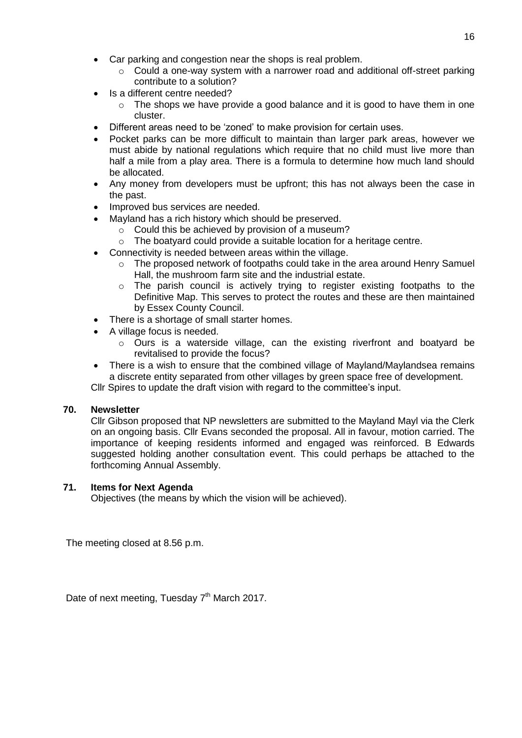- Car parking and congestion near the shops is real problem.
  - Could a one-way system with a narrower road and additional off-street parking contribute to a solution?
- Is a different centre needed?
  - The shops we have provide a good balance and it is good to have them in one cluster.
- Different areas need to be 'zoned' to make provision for certain uses.
- Pocket parks can be more difficult to maintain than larger park areas, however we must abide by national regulations which require that no child must live more than half a mile from a play area. There is a formula to determine how much land should be allocated.
- Any money from developers must be upfront; this has not always been the case in the past.
- Improved bus services are needed.
- Mayland has a rich history which should be preserved.
  - Could this be achieved by provision of a museum?
  - The boatyard could provide a suitable location for a heritage centre.
- Connectivity is needed between areas within the village.
  - The proposed network of footpaths could take in the area around Henry Samuel Hall, the mushroom farm site and the industrial estate.
  - The parish council is actively trying to register existing footpaths to the Definitive Map. This serves to protect the routes and these are then maintained by Essex County Council.
- There is a shortage of small starter homes.
- A village focus is needed.
  - Ours is a waterside village, can the existing riverfront and boatyard be revitalised to provide the focus?
- There is a wish to ensure that the combined village of Mayland/Maylandsea remains a discrete entity separated from other villages by green space free of development.

Cllr Spires to update the draft vision with regard to the committee's input.

**70. Newsletter**

Cllr Gibson proposed that NP newsletters are submitted to the Mayland Mayl via the Clerk on an ongoing basis. Cllr Evans seconded the proposal. All in favour, motion carried. The importance of keeping residents informed and engaged was reinforced. B Edwards suggested holding another consultation event. This could perhaps be attached to the forthcoming Annual Assembly.

**71. Items for Next Agenda**

Objectives (the means by which the vision will be achieved).

The meeting closed at 8.56 p.m.

Date of next meeting, Tuesday 7th March 2017.